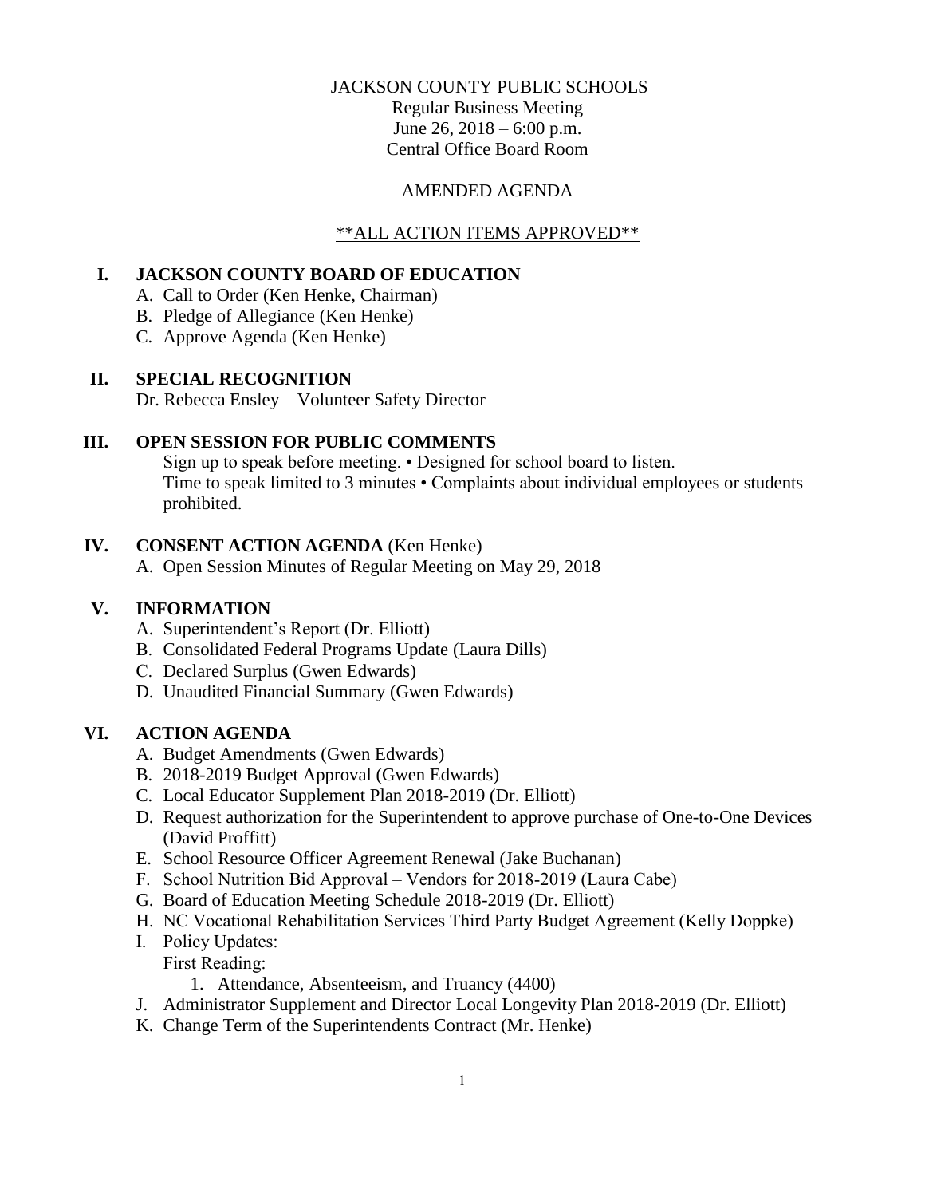JACKSON COUNTY PUBLIC SCHOOLS
Regular Business Meeting
June 26, 2018 – 6:00 p.m.
Central Office Board Room

AMENDED AGENDA

\*\*ALL ACTION ITEMS APPROVED\*\*

## I. JACKSON COUNTY BOARD OF EDUCATION

A. Call to Order (Ken Henke, Chairman)
B. Pledge of Allegiance (Ken Henke)
C. Approve Agenda (Ken Henke)

## II. SPECIAL RECOGNITION

Dr. Rebecca Ensley – Volunteer Safety Director

## III. OPEN SESSION FOR PUBLIC COMMENTS

Sign up to speak before meeting. • Designed for school board to listen.
Time to speak limited to 3 minutes • Complaints about individual employees or students prohibited.

## IV. CONSENT ACTION AGENDA (Ken Henke)

A. Open Session Minutes of Regular Meeting on May 29, 2018

## V. INFORMATION

A. Superintendent's Report (Dr. Elliott)
B. Consolidated Federal Programs Update (Laura Dills)
C. Declared Surplus (Gwen Edwards)
D. Unaudited Financial Summary (Gwen Edwards)

## VI. ACTION AGENDA

A. Budget Amendments (Gwen Edwards)
B. 2018-2019 Budget Approval (Gwen Edwards)
C. Local Educator Supplement Plan 2018-2019 (Dr. Elliott)
D. Request authorization for the Superintendent to approve purchase of One-to-One Devices (David Proffitt)
E. School Resource Officer Agreement Renewal (Jake Buchanan)
F. School Nutrition Bid Approval – Vendors for 2018-2019 (Laura Cabe)
G. Board of Education Meeting Schedule 2018-2019 (Dr. Elliott)
H. NC Vocational Rehabilitation Services Third Party Budget Agreement (Kelly Doppke)
I. Policy Updates:
First Reading:
   1. Attendance, Absenteeism, and Truancy (4400)
J. Administrator Supplement and Director Local Longevity Plan 2018-2019 (Dr. Elliott)
K. Change Term of the Superintendents Contract (Mr. Henke)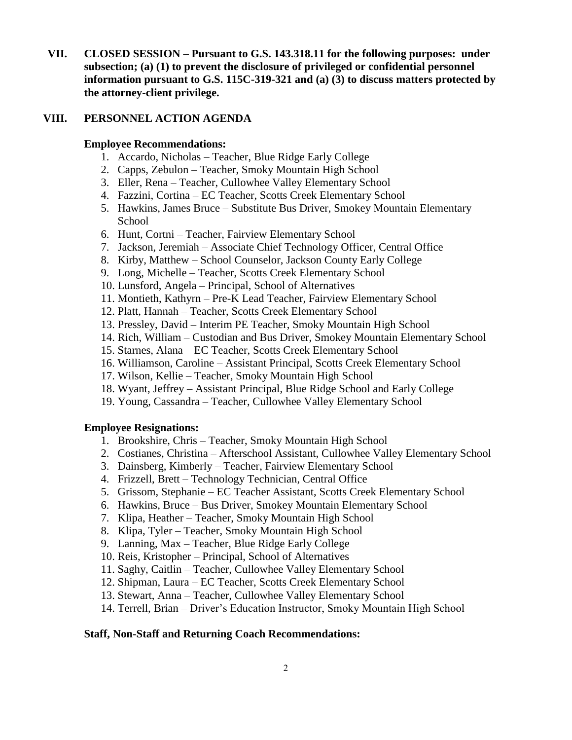**VII. CLOSED SESSION – Pursuant to G.S. 143.318.11 for the following purposes: under subsection; (a) (1) to prevent the disclosure of privileged or confidential personnel information pursuant to G.S. 115C-319-321 and (a) (3) to discuss matters protected by the attorney-client privilege.**

**VIII. PERSONNEL ACTION AGENDA**

**Employee Recommendations:**

1. Accardo, Nicholas – Teacher, Blue Ridge Early College
2. Capps, Zebulon – Teacher, Smoky Mountain High School
3. Eller, Rena – Teacher, Cullowhee Valley Elementary School
4. Fazzini, Cortina – EC Teacher, Scotts Creek Elementary School
5. Hawkins, James Bruce – Substitute Bus Driver, Smokey Mountain Elementary School
6. Hunt, Cortni – Teacher, Fairview Elementary School
7. Jackson, Jeremiah – Associate Chief Technology Officer, Central Office
8. Kirby, Matthew – School Counselor, Jackson County Early College
9. Long, Michelle – Teacher, Scotts Creek Elementary School
10. Lunsford, Angela – Principal, School of Alternatives
11. Montieth, Kathyrn – Pre-K Lead Teacher, Fairview Elementary School
12. Platt, Hannah – Teacher, Scotts Creek Elementary School
13. Pressley, David – Interim PE Teacher, Smoky Mountain High School
14. Rich, William – Custodian and Bus Driver, Smokey Mountain Elementary School
15. Starnes, Alana – EC Teacher, Scotts Creek Elementary School
16. Williamson, Caroline – Assistant Principal, Scotts Creek Elementary School
17. Wilson, Kellie – Teacher, Smoky Mountain High School
18. Wyant, Jeffrey – Assistant Principal, Blue Ridge School and Early College
19. Young, Cassandra – Teacher, Cullowhee Valley Elementary School

**Employee Resignations:**

1. Brookshire, Chris – Teacher, Smoky Mountain High School
2. Costianes, Christina – Afterschool Assistant, Cullowhee Valley Elementary School
3. Dainsberg, Kimberly – Teacher, Fairview Elementary School
4. Frizzell, Brett – Technology Technician, Central Office
5. Grissom, Stephanie – EC Teacher Assistant, Scotts Creek Elementary School
6. Hawkins, Bruce – Bus Driver, Smokey Mountain Elementary School
7. Klipa, Heather – Teacher, Smoky Mountain High School
8. Klipa, Tyler – Teacher, Smoky Mountain High School
9. Lanning, Max – Teacher, Blue Ridge Early College
10. Reis, Kristopher – Principal, School of Alternatives
11. Saghy, Caitlin – Teacher, Cullowhee Valley Elementary School
12. Shipman, Laura – EC Teacher, Scotts Creek Elementary School
13. Stewart, Anna – Teacher, Cullowhee Valley Elementary School
14. Terrell, Brian – Driver's Education Instructor, Smoky Mountain High School

**Staff, Non-Staff and Returning Coach Recommendations:**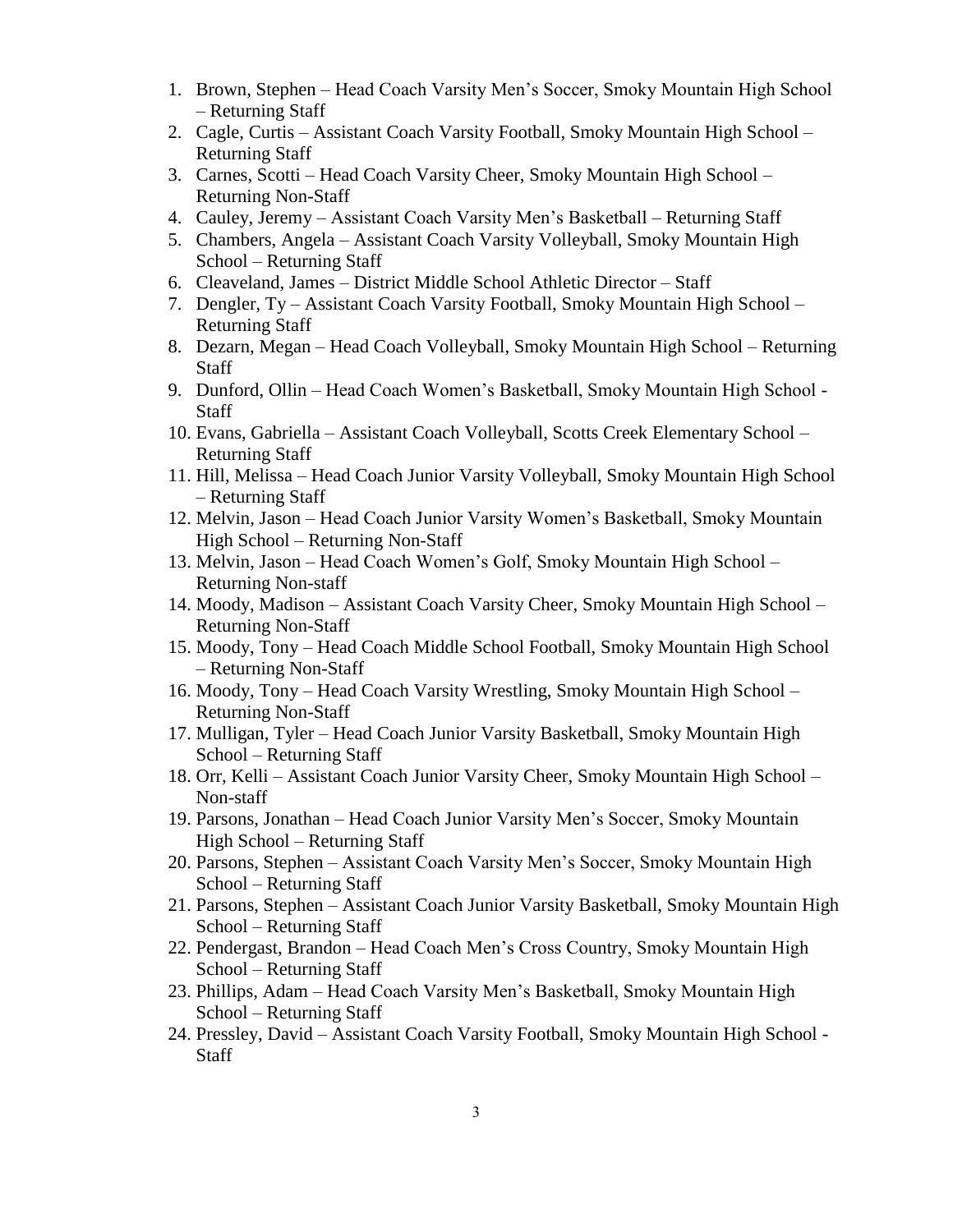1. Brown, Stephen – Head Coach Varsity Men's Soccer, Smoky Mountain High School – Returning Staff
2. Cagle, Curtis – Assistant Coach Varsity Football, Smoky Mountain High School – Returning Staff
3. Carnes, Scotti – Head Coach Varsity Cheer, Smoky Mountain High School – Returning Non-Staff
4. Cauley, Jeremy – Assistant Coach Varsity Men's Basketball – Returning Staff
5. Chambers, Angela – Assistant Coach Varsity Volleyball, Smoky Mountain High School – Returning Staff
6. Cleaveland, James – District Middle School Athletic Director – Staff
7. Dengler, Ty – Assistant Coach Varsity Football, Smoky Mountain High School – Returning Staff
8. Dezarn, Megan – Head Coach Volleyball, Smoky Mountain High School – Returning Staff
9. Dunford, Ollin – Head Coach Women's Basketball, Smoky Mountain High School - Staff
10. Evans, Gabriella – Assistant Coach Volleyball, Scotts Creek Elementary School – Returning Staff
11. Hill, Melissa – Head Coach Junior Varsity Volleyball, Smoky Mountain High School – Returning Staff
12. Melvin, Jason – Head Coach Junior Varsity Women's Basketball, Smoky Mountain High School – Returning Non-Staff
13. Melvin, Jason – Head Coach Women's Golf, Smoky Mountain High School – Returning Non-staff
14. Moody, Madison – Assistant Coach Varsity Cheer, Smoky Mountain High School – Returning Non-Staff
15. Moody, Tony – Head Coach Middle School Football, Smoky Mountain High School – Returning Non-Staff
16. Moody, Tony – Head Coach Varsity Wrestling, Smoky Mountain High School – Returning Non-Staff
17. Mulligan, Tyler – Head Coach Junior Varsity Basketball, Smoky Mountain High School – Returning Staff
18. Orr, Kelli – Assistant Coach Junior Varsity Cheer, Smoky Mountain High School – Non-staff
19. Parsons, Jonathan – Head Coach Junior Varsity Men's Soccer, Smoky Mountain High School – Returning Staff
20. Parsons, Stephen – Assistant Coach Varsity Men's Soccer, Smoky Mountain High School – Returning Staff
21. Parsons, Stephen – Assistant Coach Junior Varsity Basketball, Smoky Mountain High School – Returning Staff
22. Pendergast, Brandon – Head Coach Men's Cross Country, Smoky Mountain High School – Returning Staff
23. Phillips, Adam – Head Coach Varsity Men's Basketball, Smoky Mountain High School – Returning Staff
24. Pressley, David – Assistant Coach Varsity Football, Smoky Mountain High School - Staff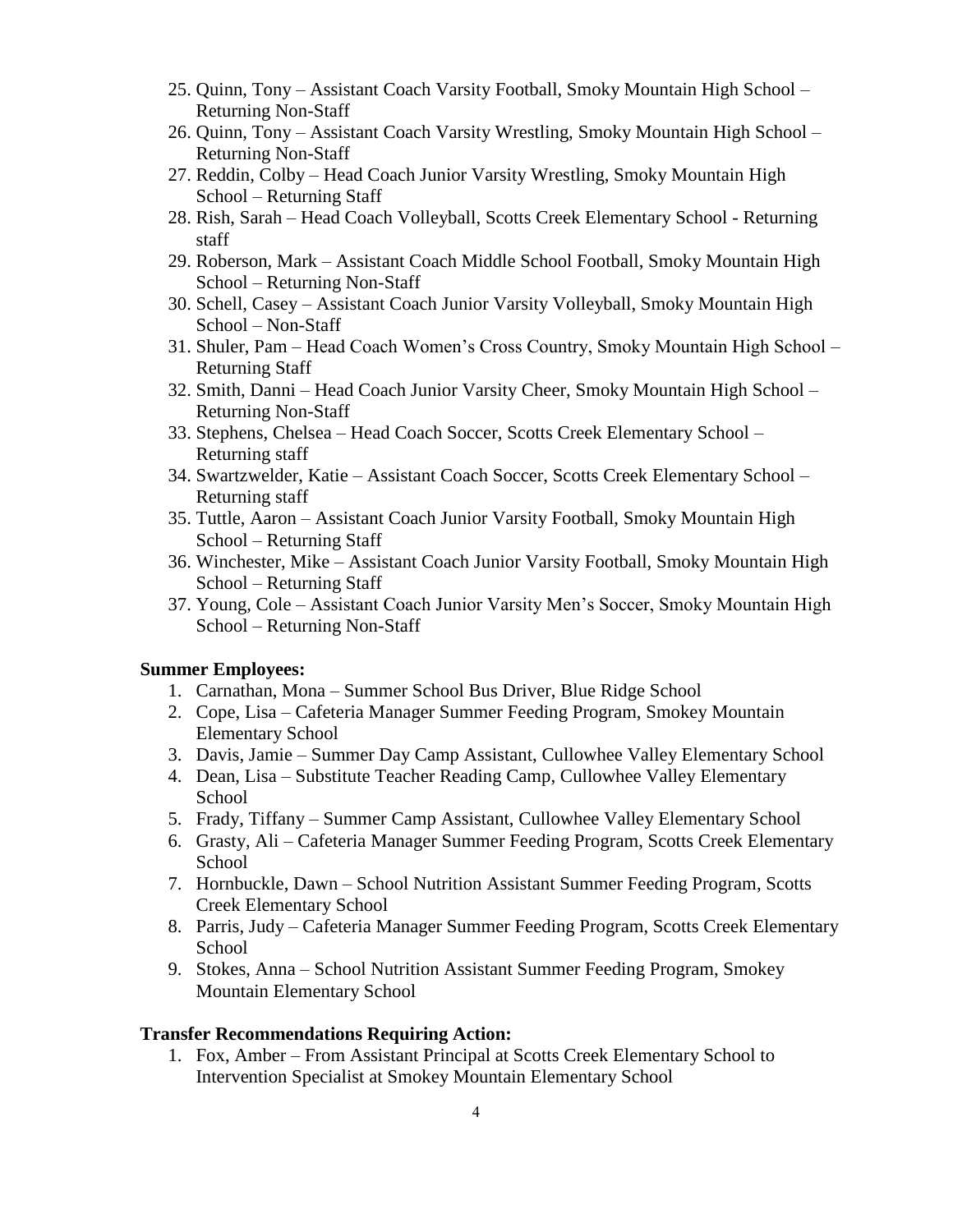25. Quinn, Tony – Assistant Coach Varsity Football, Smoky Mountain High School – Returning Non-Staff
26. Quinn, Tony – Assistant Coach Varsity Wrestling, Smoky Mountain High School – Returning Non-Staff
27. Reddin, Colby – Head Coach Junior Varsity Wrestling, Smoky Mountain High School – Returning Staff
28. Rish, Sarah – Head Coach Volleyball, Scotts Creek Elementary School - Returning staff
29. Roberson, Mark – Assistant Coach Middle School Football, Smoky Mountain High School – Returning Non-Staff
30. Schell, Casey – Assistant Coach Junior Varsity Volleyball, Smoky Mountain High School – Non-Staff
31. Shuler, Pam – Head Coach Women's Cross Country, Smoky Mountain High School – Returning Staff
32. Smith, Danni – Head Coach Junior Varsity Cheer, Smoky Mountain High School – Returning Non-Staff
33. Stephens, Chelsea – Head Coach Soccer, Scotts Creek Elementary School – Returning staff
34. Swartzwelder, Katie – Assistant Coach Soccer, Scotts Creek Elementary School – Returning staff
35. Tuttle, Aaron – Assistant Coach Junior Varsity Football, Smoky Mountain High School – Returning Staff
36. Winchester, Mike – Assistant Coach Junior Varsity Football, Smoky Mountain High School – Returning Staff
37. Young, Cole – Assistant Coach Junior Varsity Men's Soccer, Smoky Mountain High School – Returning Non-Staff

**Summer Employees:**

1. Carnathan, Mona – Summer School Bus Driver, Blue Ridge School
2. Cope, Lisa – Cafeteria Manager Summer Feeding Program, Smokey Mountain Elementary School
3. Davis, Jamie – Summer Day Camp Assistant, Cullowhee Valley Elementary School
4. Dean, Lisa – Substitute Teacher Reading Camp, Cullowhee Valley Elementary School
5. Frady, Tiffany – Summer Camp Assistant, Cullowhee Valley Elementary School
6. Grasty, Ali – Cafeteria Manager Summer Feeding Program, Scotts Creek Elementary School
7. Hornbuckle, Dawn – School Nutrition Assistant Summer Feeding Program, Scotts Creek Elementary School
8. Parris, Judy – Cafeteria Manager Summer Feeding Program, Scotts Creek Elementary School
9. Stokes, Anna – School Nutrition Assistant Summer Feeding Program, Smokey Mountain Elementary School

**Transfer Recommendations Requiring Action:**

1. Fox, Amber – From Assistant Principal at Scotts Creek Elementary School to Intervention Specialist at Smokey Mountain Elementary School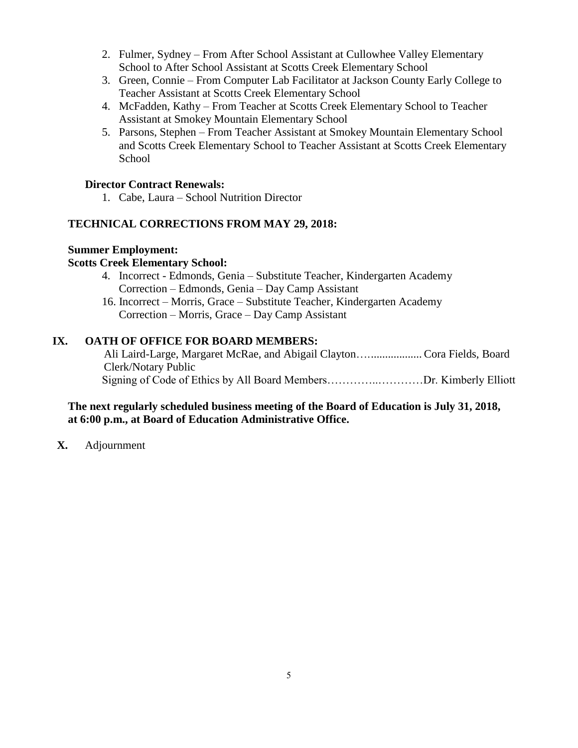2. Fulmer, Sydney – From After School Assistant at Cullowhee Valley Elementary School to After School Assistant at Scotts Creek Elementary School
3. Green, Connie – From Computer Lab Facilitator at Jackson County Early College to Teacher Assistant at Scotts Creek Elementary School
4. McFadden, Kathy – From Teacher at Scotts Creek Elementary School to Teacher Assistant at Smokey Mountain Elementary School
5. Parsons, Stephen – From Teacher Assistant at Smokey Mountain Elementary School and Scotts Creek Elementary School to Teacher Assistant at Scotts Creek Elementary School

**Director Contract Renewals:**

1. Cabe, Laura – School Nutrition Director

**TECHNICAL CORRECTIONS FROM MAY 29, 2018:**

**Summer Employment:**

**Scotts Creek Elementary School:**

4. Incorrect - Edmonds, Genia – Substitute Teacher, Kindergarten Academy
   Correction – Edmonds, Genia – Day Camp Assistant
16. Incorrect – Morris, Grace – Substitute Teacher, Kindergarten Academy
   Correction – Morris, Grace – Day Camp Assistant

## IX. OATH OF OFFICE FOR BOARD MEMBERS:

Ali Laird-Large, Margaret McRae, and Abigail Clayton…................. Cora Fields, Board Clerk/Notary Public

Signing of Code of Ethics by All Board Members…………..…………Dr. Kimberly Elliott

**The next regularly scheduled business meeting of the Board of Education is July 31, 2018, at 6:00 p.m., at Board of Education Administrative Office.**

**X.** Adjournment